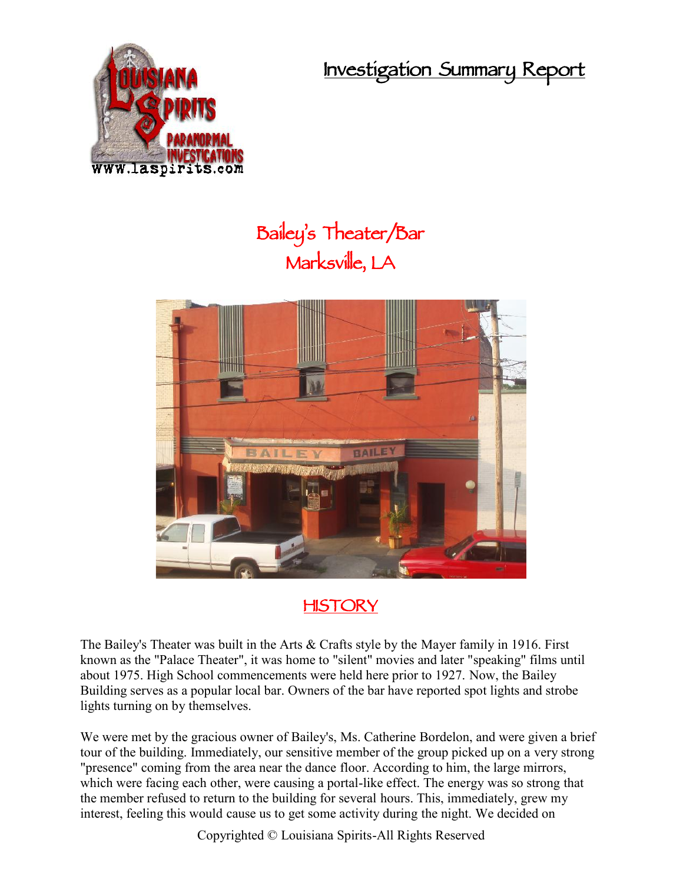# Investigation Summary Report

## Bailey's Theater/Bar
## Marksville, LA

### HISTORY

The Bailey's Theater was built in the Arts & Crafts style by the Mayer family in 1916. First known as the "Palace Theater", it was home to "silent" movies and later "speaking" films until about 1975. High School commencements were held here prior to 1927. Now, the Bailey Building serves as a popular local bar. Owners of the bar have reported spot lights and strobe lights turning on by themselves.

We were met by the gracious owner of Bailey's, Ms. Catherine Bordelon, and were given a brief tour of the building. Immediately, our sensitive member of the group picked up on a very strong "presence" coming from the area near the dance floor. According to him, the large mirrors, which were facing each other, were causing a portal-like effect. The energy was so strong that the member refused to return to the building for several hours. This, immediately, grew my interest, feeling this would cause us to get some activity during the night. We decided on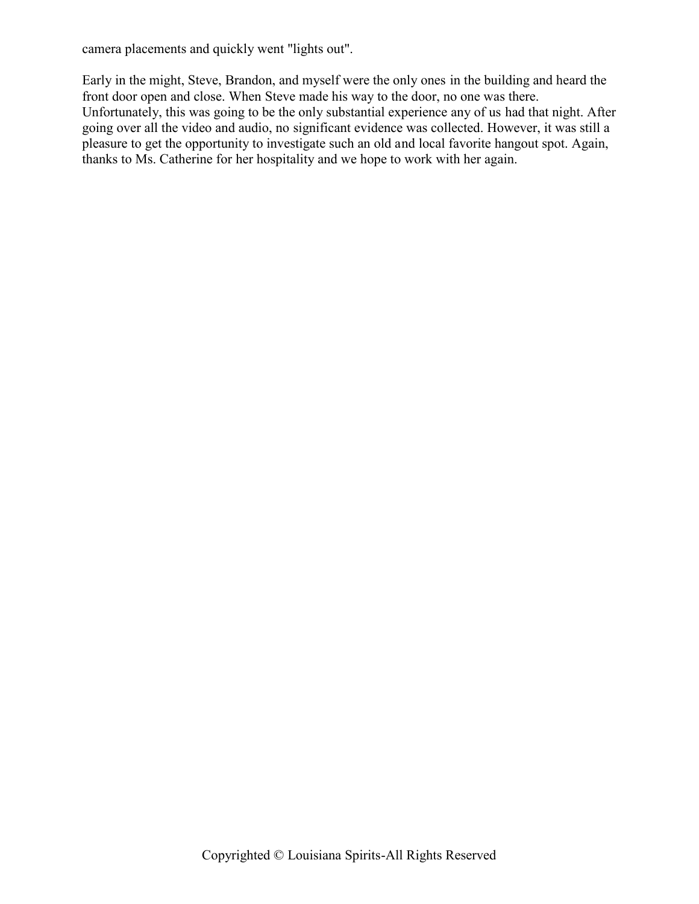camera placements and quickly went "lights out".

Early in the might, Steve, Brandon, and myself were the only ones in the building and heard the front door open and close. When Steve made his way to the door, no one was there. Unfortunately, this was going to be the only substantial experience any of us had that night. After going over all the video and audio, no significant evidence was collected. However, it was still a pleasure to get the opportunity to investigate such an old and local favorite hangout spot. Again, thanks to Ms. Catherine for her hospitality and we hope to work with her again.